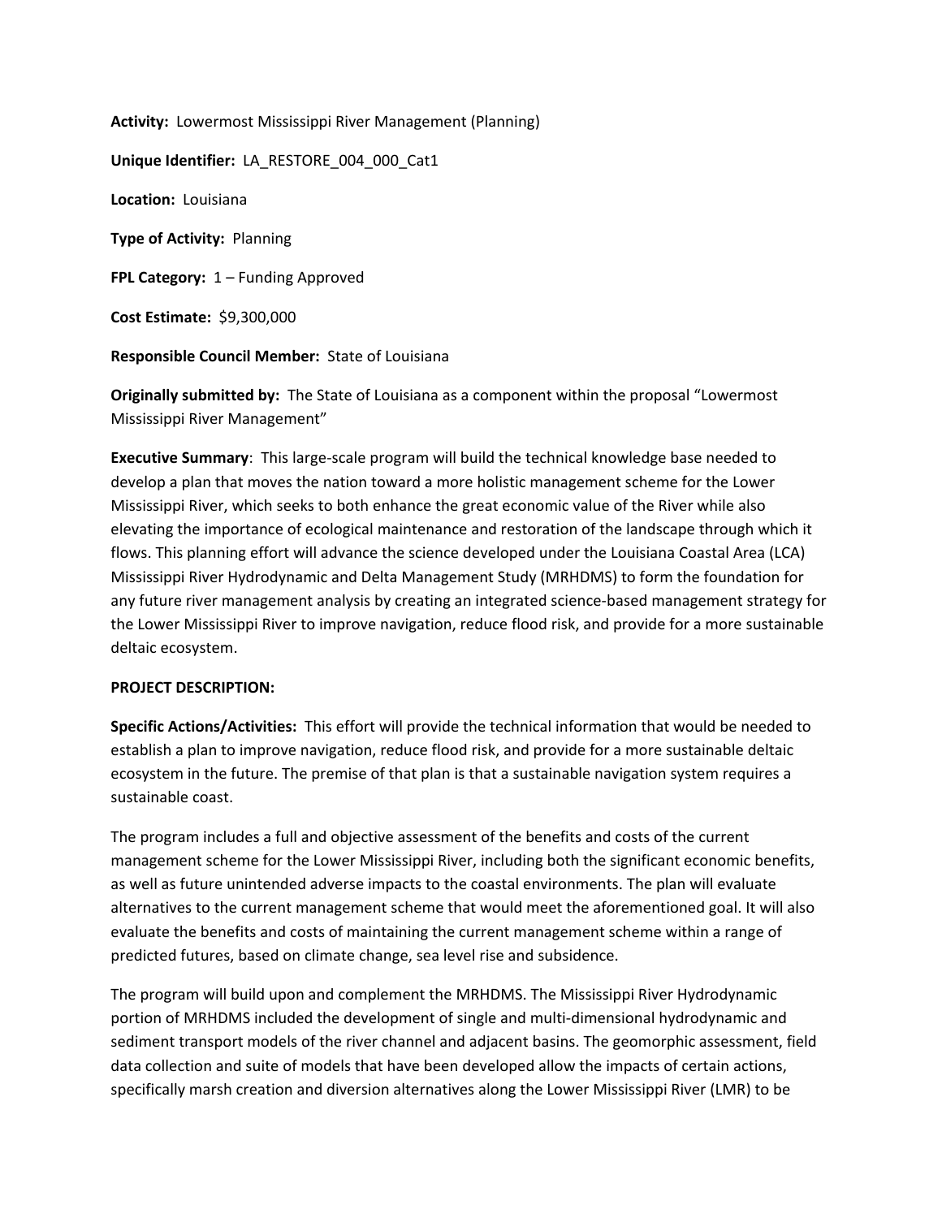**Activity:** Lowermost Mississippi River Management (Planning)

**Unique Identifier:** LA_RESTORE_004_000_Cat1

**Location:** Louisiana

**Type of Activity:** Planning

**FPL Category:** 1 – Funding Approved

**Cost Estimate:** $9,300,000

**Responsible Council Member:** State of Louisiana

**Originally submitted by:** The State of Louisiana as a component within the proposal "Lowermost Mississippi River Management"

**Executive Summary**: This large-scale program will build the technical knowledge base needed to develop a plan that moves the nation toward a more holistic management scheme for the Lower Mississippi River, which seeks to both enhance the great economic value of the River while also elevating the importance of ecological maintenance and restoration of the landscape through which it flows. This planning effort will advance the science developed under the Louisiana Coastal Area (LCA) Mississippi River Hydrodynamic and Delta Management Study (MRHDMS) to form the foundation for any future river management analysis by creating an integrated science-based management strategy for the Lower Mississippi River to improve navigation, reduce flood risk, and provide for a more sustainable deltaic ecosystem.

**PROJECT DESCRIPTION:**

**Specific Actions/Activities:** This effort will provide the technical information that would be needed to establish a plan to improve navigation, reduce flood risk, and provide for a more sustainable deltaic ecosystem in the future. The premise of that plan is that a sustainable navigation system requires a sustainable coast.

The program includes a full and objective assessment of the benefits and costs of the current management scheme for the Lower Mississippi River, including both the significant economic benefits, as well as future unintended adverse impacts to the coastal environments. The plan will evaluate alternatives to the current management scheme that would meet the aforementioned goal. It will also evaluate the benefits and costs of maintaining the current management scheme within a range of predicted futures, based on climate change, sea level rise and subsidence.

The program will build upon and complement the MRHDMS. The Mississippi River Hydrodynamic portion of MRHDMS included the development of single and multi-dimensional hydrodynamic and sediment transport models of the river channel and adjacent basins. The geomorphic assessment, field data collection and suite of models that have been developed allow the impacts of certain actions, specifically marsh creation and diversion alternatives along the Lower Mississippi River (LMR) to be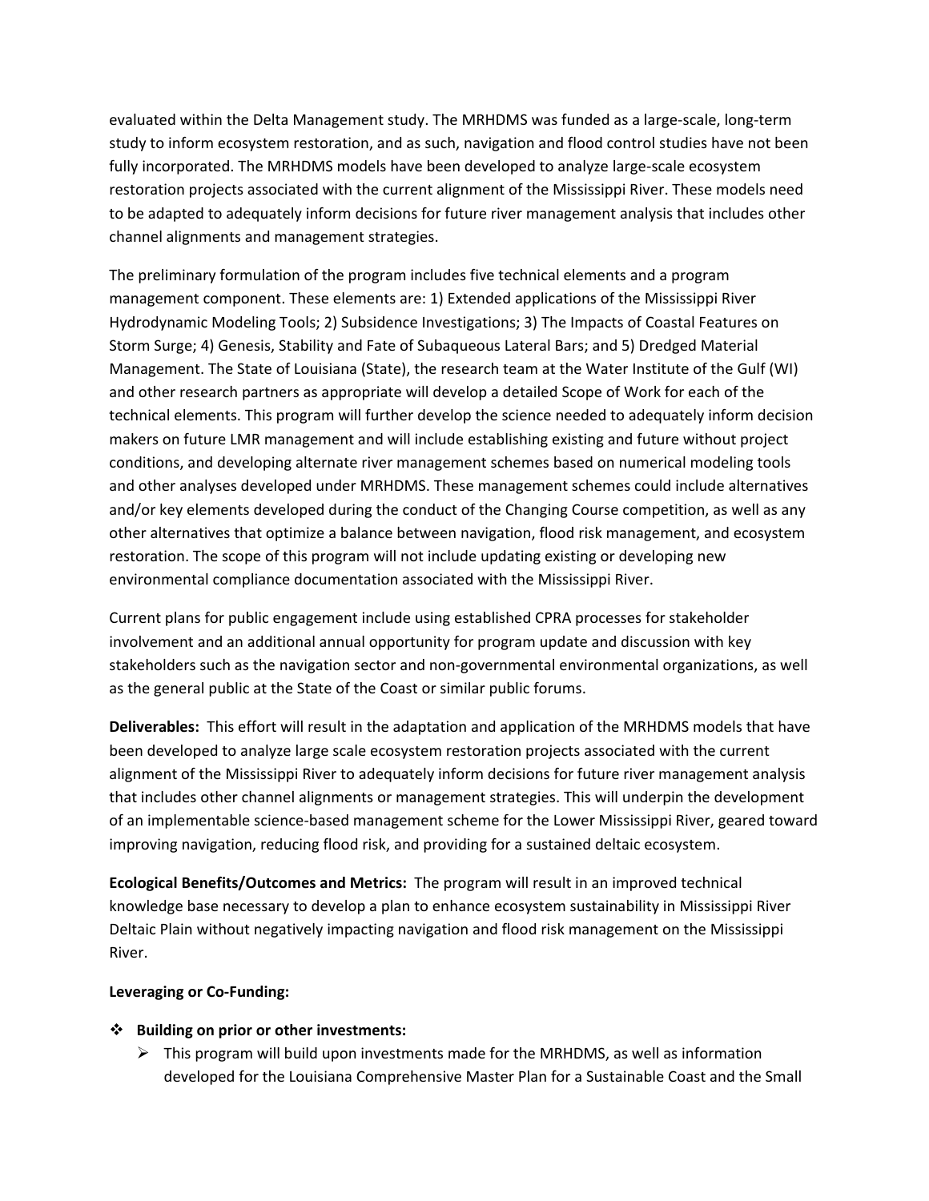evaluated within the Delta Management study. The MRHDMS was funded as a large-scale, long-term study to inform ecosystem restoration, and as such, navigation and flood control studies have not been fully incorporated. The MRHDMS models have been developed to analyze large-scale ecosystem restoration projects associated with the current alignment of the Mississippi River. These models need to be adapted to adequately inform decisions for future river management analysis that includes other channel alignments and management strategies.

The preliminary formulation of the program includes five technical elements and a program management component. These elements are: 1) Extended applications of the Mississippi River Hydrodynamic Modeling Tools; 2) Subsidence Investigations; 3) The Impacts of Coastal Features on Storm Surge; 4) Genesis, Stability and Fate of Subaqueous Lateral Bars; and 5) Dredged Material Management. The State of Louisiana (State), the research team at the Water Institute of the Gulf (WI) and other research partners as appropriate will develop a detailed Scope of Work for each of the technical elements. This program will further develop the science needed to adequately inform decision makers on future LMR management and will include establishing existing and future without project conditions, and developing alternate river management schemes based on numerical modeling tools and other analyses developed under MRHDMS. These management schemes could include alternatives and/or key elements developed during the conduct of the Changing Course competition, as well as any other alternatives that optimize a balance between navigation, flood risk management, and ecosystem restoration. The scope of this program will not include updating existing or developing new environmental compliance documentation associated with the Mississippi River.

Current plans for public engagement include using established CPRA processes for stakeholder involvement and an additional annual opportunity for program update and discussion with key stakeholders such as the navigation sector and non-governmental environmental organizations, as well as the general public at the State of the Coast or similar public forums.

**Deliverables:** This effort will result in the adaptation and application of the MRHDMS models that have been developed to analyze large scale ecosystem restoration projects associated with the current alignment of the Mississippi River to adequately inform decisions for future river management analysis that includes other channel alignments or management strategies. This will underpin the development of an implementable science-based management scheme for the Lower Mississippi River, geared toward improving navigation, reducing flood risk, and providing for a sustained deltaic ecosystem.

**Ecological Benefits/Outcomes and Metrics:** The program will result in an improved technical knowledge base necessary to develop a plan to enhance ecosystem sustainability in Mississippi River Deltaic Plain without negatively impacting navigation and flood risk management on the Mississippi River.

**Leveraging or Co-Funding:**

- **Building on prior or other investments:**
  - This program will build upon investments made for the MRHDMS, as well as information developed for the Louisiana Comprehensive Master Plan for a Sustainable Coast and the Small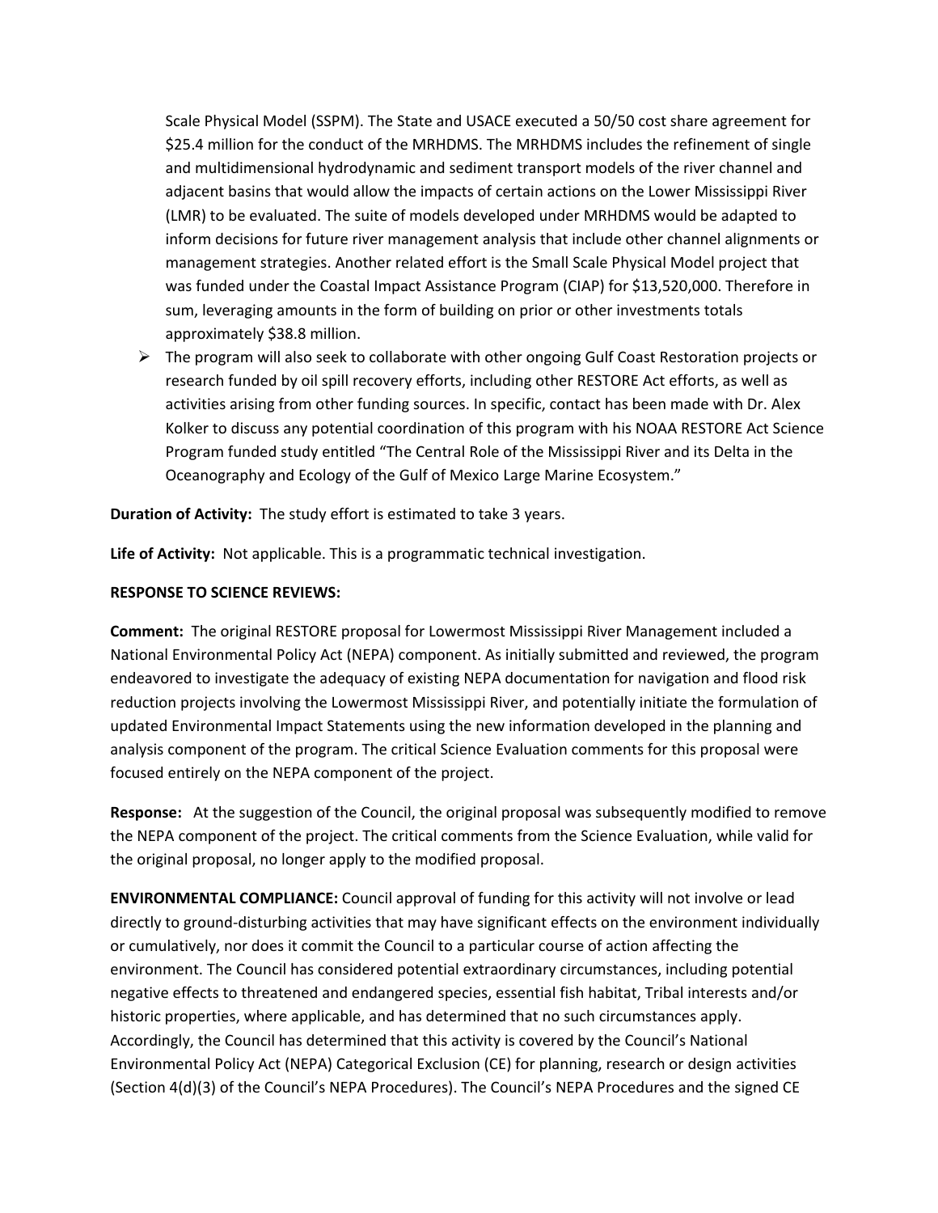Scale Physical Model (SSPM). The State and USACE executed a 50/50 cost share agreement for $25.4 million for the conduct of the MRHDMS. The MRHDMS includes the refinement of single and multidimensional hydrodynamic and sediment transport models of the river channel and adjacent basins that would allow the impacts of certain actions on the Lower Mississippi River (LMR) to be evaluated. The suite of models developed under MRHDMS would be adapted to inform decisions for future river management analysis that include other channel alignments or management strategies. Another related effort is the Small Scale Physical Model project that was funded under the Coastal Impact Assistance Program (CIAP) for $13,520,000. Therefore in sum, leveraging amounts in the form of building on prior or other investments totals approximately $38.8 million.

- The program will also seek to collaborate with other ongoing Gulf Coast Restoration projects or research funded by oil spill recovery efforts, including other RESTORE Act efforts, as well as activities arising from other funding sources. In specific, contact has been made with Dr. Alex Kolker to discuss any potential coordination of this program with his NOAA RESTORE Act Science Program funded study entitled "The Central Role of the Mississippi River and its Delta in the Oceanography and Ecology of the Gulf of Mexico Large Marine Ecosystem."

**Duration of Activity:** The study effort is estimated to take 3 years.

**Life of Activity:** Not applicable. This is a programmatic technical investigation.

**RESPONSE TO SCIENCE REVIEWS:**

**Comment:** The original RESTORE proposal for Lowermost Mississippi River Management included a National Environmental Policy Act (NEPA) component. As initially submitted and reviewed, the program endeavored to investigate the adequacy of existing NEPA documentation for navigation and flood risk reduction projects involving the Lowermost Mississippi River, and potentially initiate the formulation of updated Environmental Impact Statements using the new information developed in the planning and analysis component of the program. The critical Science Evaluation comments for this proposal were focused entirely on the NEPA component of the project.

**Response:** At the suggestion of the Council, the original proposal was subsequently modified to remove the NEPA component of the project. The critical comments from the Science Evaluation, while valid for the original proposal, no longer apply to the modified proposal.

**ENVIRONMENTAL COMPLIANCE:** Council approval of funding for this activity will not involve or lead directly to ground-disturbing activities that may have significant effects on the environment individually or cumulatively, nor does it commit the Council to a particular course of action affecting the environment. The Council has considered potential extraordinary circumstances, including potential negative effects to threatened and endangered species, essential fish habitat, Tribal interests and/or historic properties, where applicable, and has determined that no such circumstances apply. Accordingly, the Council has determined that this activity is covered by the Council's National Environmental Policy Act (NEPA) Categorical Exclusion (CE) for planning, research or design activities (Section 4(d)(3) of the Council's NEPA Procedures). The Council's NEPA Procedures and the signed CE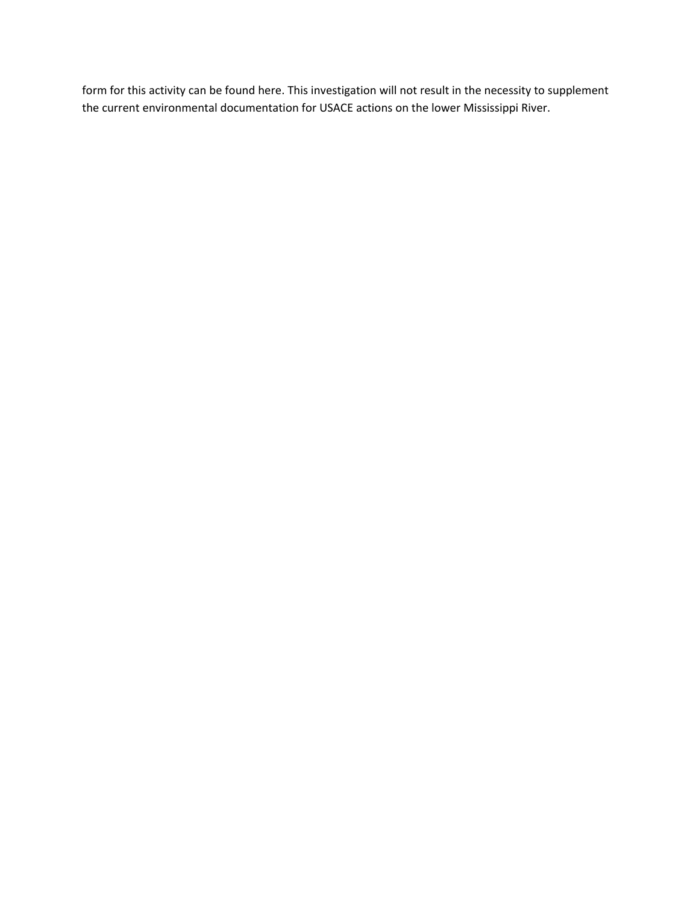form for this activity can be found here. This investigation will not result in the necessity to supplement the current environmental documentation for USACE actions on the lower Mississippi River.